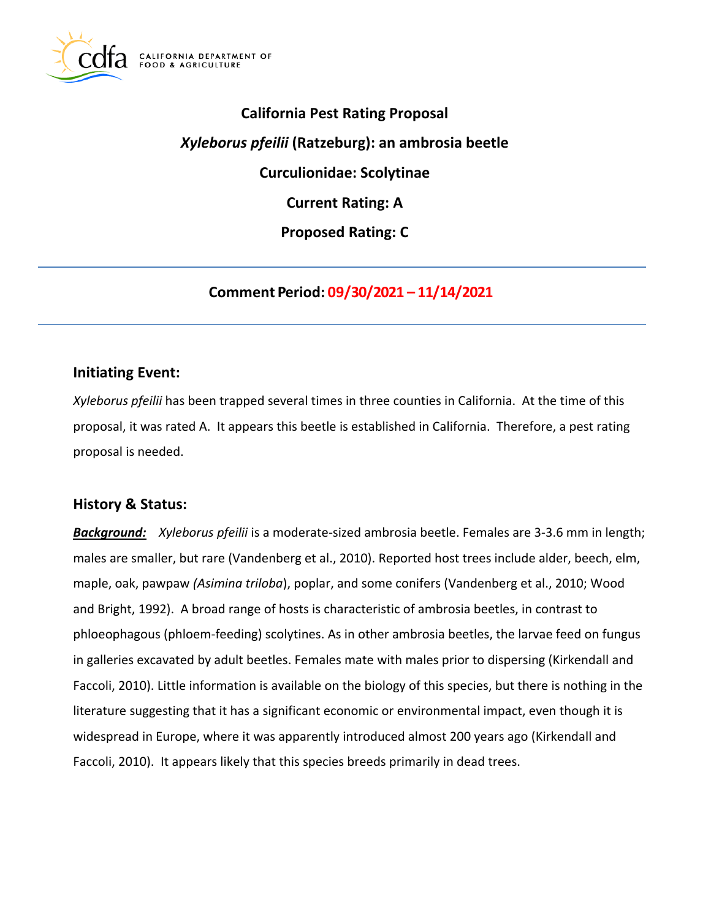# California Pest Rating Proposal

## *Xyleborus pfeilii* (Ratzeburg): an ambrosia beetle

## Curculionidae: Scolytinae

## Current Rating: A

## Proposed Rating: C

---

**Comment Period: 09/30/2021 – 11/14/2021**

---

## Initiating Event:

*Xyleborus pfeilii* has been trapped several times in three counties in California. At the time of this proposal, it was rated A. It appears this beetle is established in California. Therefore, a pest rating proposal is needed.

## History & Status:

***Background:*** *Xyleborus pfeilii* is a moderate-sized ambrosia beetle. Females are 3-3.6 mm in length; males are smaller, but rare (Vandenberg et al., 2010). Reported host trees include alder, beech, elm, maple, oak, pawpaw (*Asimina triloba*), poplar, and some conifers (Vandenberg et al., 2010; Wood and Bright, 1992). A broad range of hosts is characteristic of ambrosia beetles, in contrast to phloeophagous (phloem-feeding) scolytines. As in other ambrosia beetles, the larvae feed on fungus in galleries excavated by adult beetles. Females mate with males prior to dispersing (Kirkendall and Faccoli, 2010). Little information is available on the biology of this species, but there is nothing in the literature suggesting that it has a significant economic or environmental impact, even though it is widespread in Europe, where it was apparently introduced almost 200 years ago (Kirkendall and Faccoli, 2010). It appears likely that this species breeds primarily in dead trees.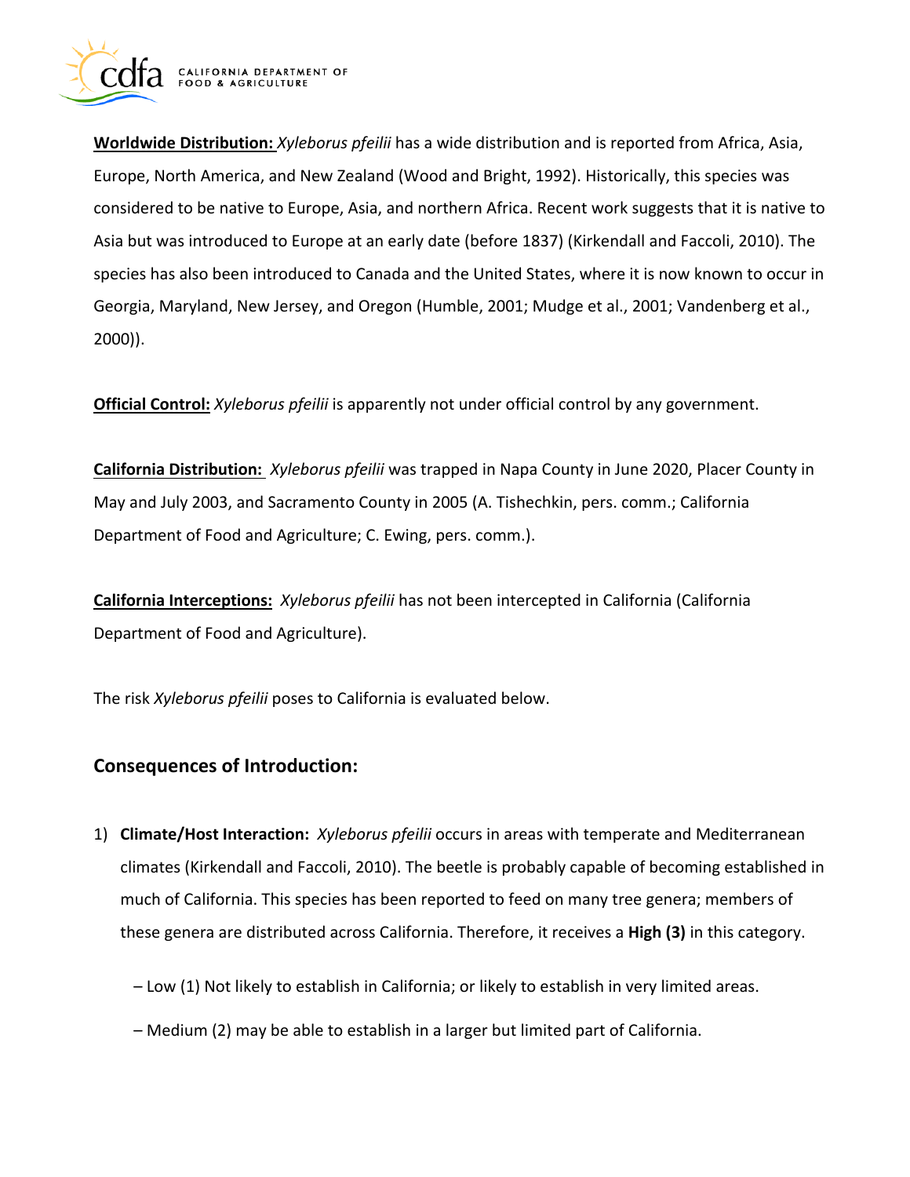**Worldwide Distribution:** *Xyleborus pfeilii* has a wide distribution and is reported from Africa, Asia, Europe, North America, and New Zealand (Wood and Bright, 1992). Historically, this species was considered to be native to Europe, Asia, and northern Africa. Recent work suggests that it is native to Asia but was introduced to Europe at an early date (before 1837) (Kirkendall and Faccoli, 2010). The species has also been introduced to Canada and the United States, where it is now known to occur in Georgia, Maryland, New Jersey, and Oregon (Humble, 2001; Mudge et al., 2001; Vandenberg et al., 2000)).

**Official Control:** *Xyleborus pfeilii* is apparently not under official control by any government.

**California Distribution:** *Xyleborus pfeilii* was trapped in Napa County in June 2020, Placer County in May and July 2003, and Sacramento County in 2005 (A. Tishechkin, pers. comm.; California Department of Food and Agriculture; C. Ewing, pers. comm.).

**California Interceptions:** *Xyleborus pfeilii* has not been intercepted in California (California Department of Food and Agriculture).

The risk *Xyleborus pfeilii* poses to California is evaluated below.

## Consequences of Introduction:

1) **Climate/Host Interaction:** *Xyleborus pfeilii* occurs in areas with temperate and Mediterranean climates (Kirkendall and Faccoli, 2010). The beetle is probably capable of becoming established in much of California. This species has been reported to feed on many tree genera; members of these genera are distributed across California. Therefore, it receives a **High (3)** in this category.

   – Low (1) Not likely to establish in California; or likely to establish in very limited areas.

   – Medium (2) may be able to establish in a larger but limited part of California.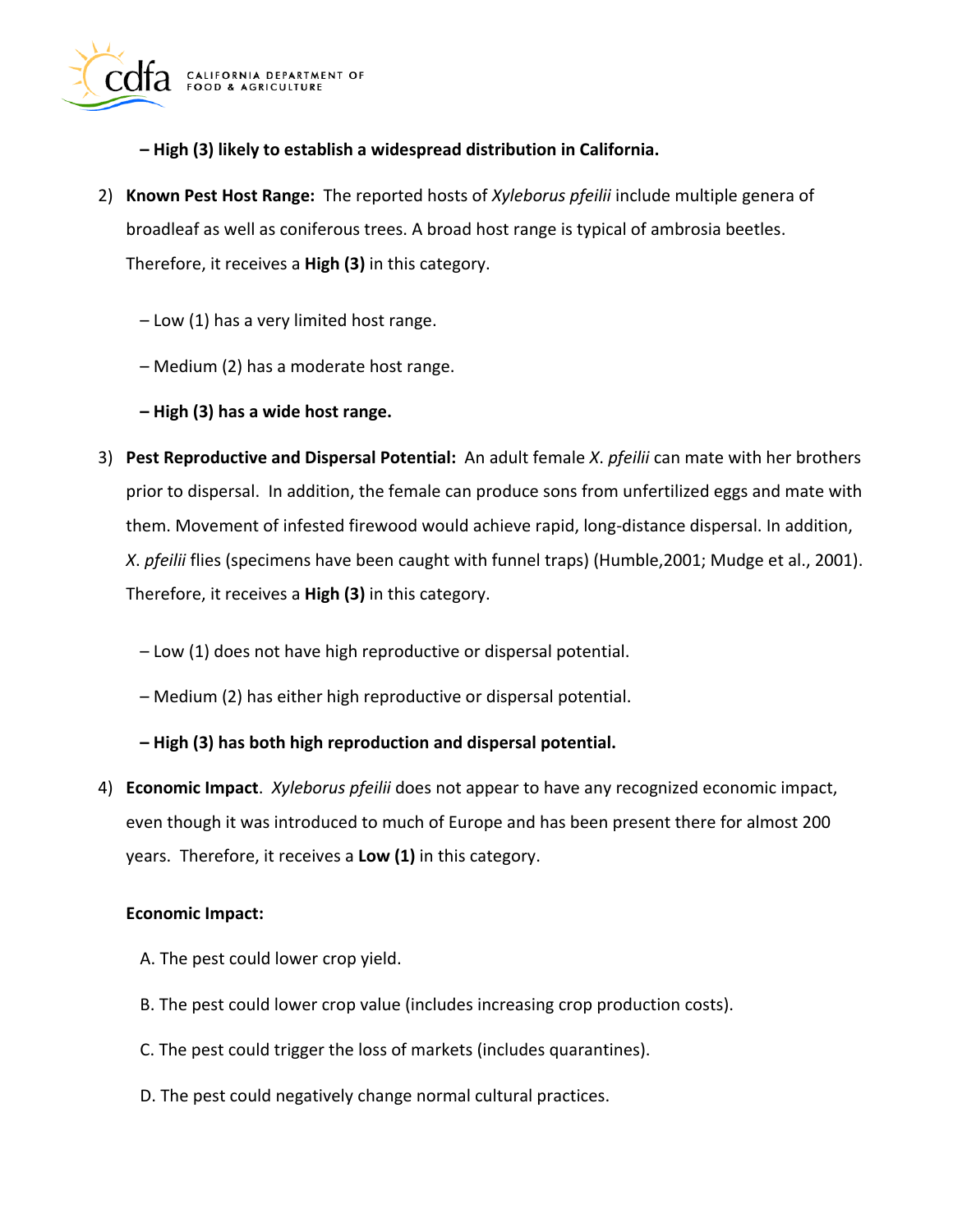**– High (3) likely to establish a widespread distribution in California.**

2) **Known Pest Host Range:** The reported hosts of *Xyleborus pfeilii* include multiple genera of broadleaf as well as coniferous trees. A broad host range is typical of ambrosia beetles. Therefore, it receives a **High (3)** in this category.

   – Low (1) has a very limited host range.

   – Medium (2) has a moderate host range.

   **– High (3) has a wide host range.**

3) **Pest Reproductive and Dispersal Potential:** An adult female *X*. *pfeilii* can mate with her brothers prior to dispersal. In addition, the female can produce sons from unfertilized eggs and mate with them. Movement of infested firewood would achieve rapid, long-distance dispersal. In addition, *X*. *pfeilii* flies (specimens have been caught with funnel traps) (Humble,2001; Mudge et al., 2001). Therefore, it receives a **High (3)** in this category.

   – Low (1) does not have high reproductive or dispersal potential.

   – Medium (2) has either high reproductive or dispersal potential.

   **– High (3) has both high reproduction and dispersal potential.**

4) **Economic Impact**. *Xyleborus pfeilii* does not appear to have any recognized economic impact, even though it was introduced to much of Europe and has been present there for almost 200 years. Therefore, it receives a **Low (1)** in this category.

   **Economic Impact:**

   A. The pest could lower crop yield.

   B. The pest could lower crop value (includes increasing crop production costs).

   C. The pest could trigger the loss of markets (includes quarantines).

   D. The pest could negatively change normal cultural practices.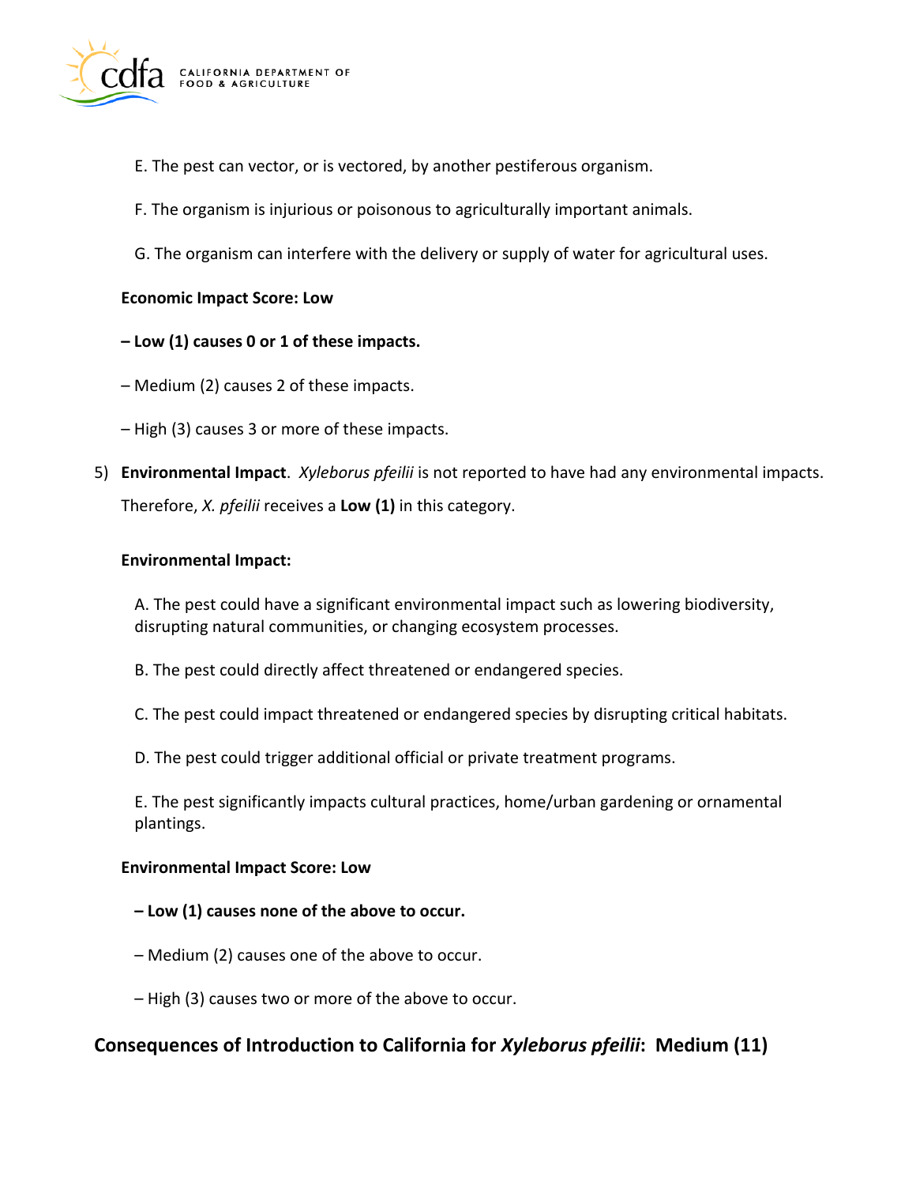E. The pest can vector, or is vectored, by another pestiferous organism.

F. The organism is injurious or poisonous to agriculturally important animals.

G. The organism can interfere with the delivery or supply of water for agricultural uses.

**Economic Impact Score: Low**

**– Low (1) causes 0 or 1 of these impacts.**

– Medium (2) causes 2 of these impacts.

– High (3) causes 3 or more of these impacts.

5) **Environmental Impact**. *Xyleborus pfeilii* is not reported to have had any environmental impacts. Therefore, *X. pfeilii* receives a **Low (1)** in this category.

**Environmental Impact:**

A. The pest could have a significant environmental impact such as lowering biodiversity, disrupting natural communities, or changing ecosystem processes.

B. The pest could directly affect threatened or endangered species.

C. The pest could impact threatened or endangered species by disrupting critical habitats.

D. The pest could trigger additional official or private treatment programs.

E. The pest significantly impacts cultural practices, home/urban gardening or ornamental plantings.

**Environmental Impact Score: Low**

**– Low (1) causes none of the above to occur.**

– Medium (2) causes one of the above to occur.

– High (3) causes two or more of the above to occur.

## Consequences of Introduction to California for *Xyleborus pfeilii*: Medium (11)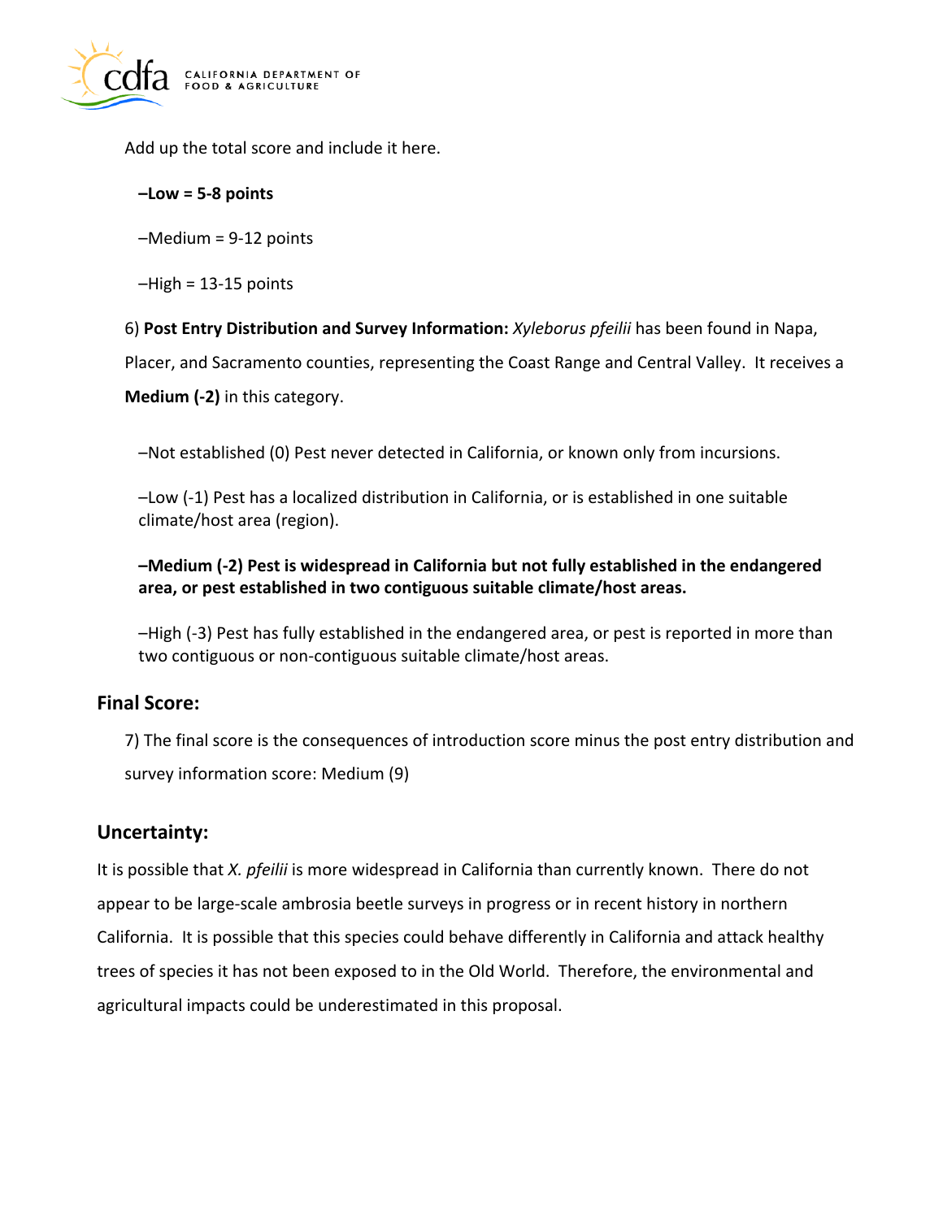Add up the total score and include it here.

**–Low = 5-8 points**

–Medium = 9-12 points

–High = 13-15 points

6) **Post Entry Distribution and Survey Information:** *Xyleborus pfeilii* has been found in Napa, Placer, and Sacramento counties, representing the Coast Range and Central Valley. It receives a **Medium (-2)** in this category.

–Not established (0) Pest never detected in California, or known only from incursions.

–Low (-1) Pest has a localized distribution in California, or is established in one suitable climate/host area (region).

**–Medium (-2) Pest is widespread in California but not fully established in the endangered area, or pest established in two contiguous suitable climate/host areas.**

–High (-3) Pest has fully established in the endangered area, or pest is reported in more than two contiguous or non-contiguous suitable climate/host areas.

## Final Score:

7) The final score is the consequences of introduction score minus the post entry distribution and survey information score: Medium (9)

## Uncertainty:

It is possible that *X. pfeilii* is more widespread in California than currently known. There do not appear to be large-scale ambrosia beetle surveys in progress or in recent history in northern California. It is possible that this species could behave differently in California and attack healthy trees of species it has not been exposed to in the Old World. Therefore, the environmental and agricultural impacts could be underestimated in this proposal.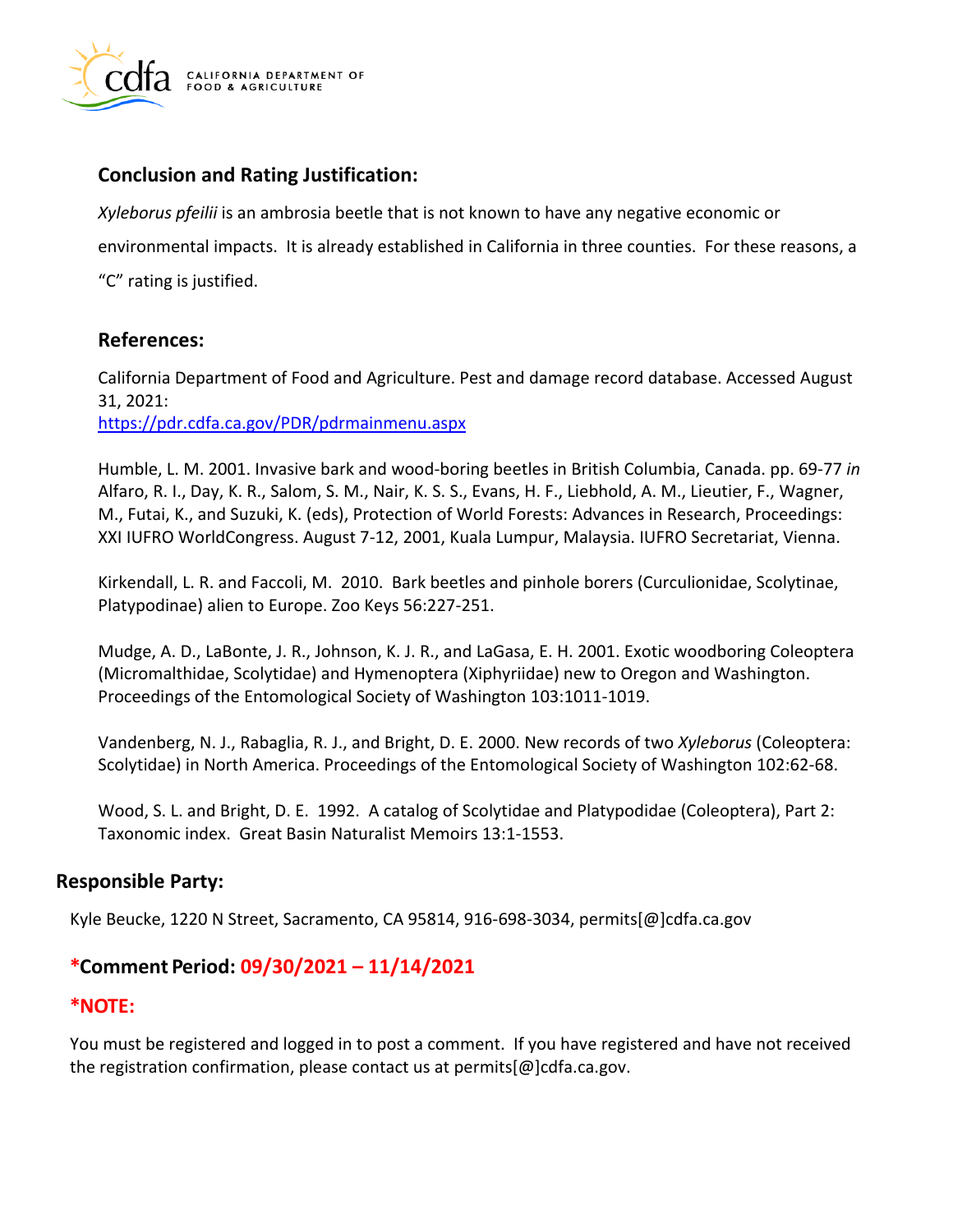## Conclusion and Rating Justification:

*Xyleborus pfeilii* is an ambrosia beetle that is not known to have any negative economic or environmental impacts. It is already established in California in three counties. For these reasons, a "C" rating is justified.

## References:

California Department of Food and Agriculture. Pest and damage record database. Accessed August 31, 2021:
https://pdr.cdfa.ca.gov/PDR/pdrmainmenu.aspx

Humble, L. M. 2001. Invasive bark and wood-boring beetles in British Columbia, Canada. pp. 69-77 *in* Alfaro, R. I., Day, K. R., Salom, S. M., Nair, K. S. S., Evans, H. F., Liebhold, A. M., Lieutier, F., Wagner, M., Futai, K., and Suzuki, K. (eds), Protection of World Forests: Advances in Research, Proceedings: XXI IUFRO WorldCongress. August 7-12, 2001, Kuala Lumpur, Malaysia. IUFRO Secretariat, Vienna.

Kirkendall, L. R. and Faccoli, M. 2010. Bark beetles and pinhole borers (Curculionidae, Scolytinae, Platypodinae) alien to Europe. Zoo Keys 56:227-251.

Mudge, A. D., LaBonte, J. R., Johnson, K. J. R., and LaGasa, E. H. 2001. Exotic woodboring Coleoptera (Micromalthidae, Scolytidae) and Hymenoptera (Xiphyriidae) new to Oregon and Washington. Proceedings of the Entomological Society of Washington 103:1011-1019.

Vandenberg, N. J., Rabaglia, R. J., and Bright, D. E. 2000. New records of two *Xyleborus* (Coleoptera: Scolytidae) in North America. Proceedings of the Entomological Society of Washington 102:62-68.

Wood, S. L. and Bright, D. E. 1992. A catalog of Scolytidae and Platypodidae (Coleoptera), Part 2: Taxonomic index. Great Basin Naturalist Memoirs 13:1-1553.

## Responsible Party:

Kyle Beucke, 1220 N Street, Sacramento, CA 95814, 916-698-3034, permits[@]cdfa.ca.gov

## *Comment Period: 09/30/2021 – 11/14/2021

## *NOTE:

You must be registered and logged in to post a comment. If you have registered and have not received the registration confirmation, please contact us at permits[@]cdfa.ca.gov.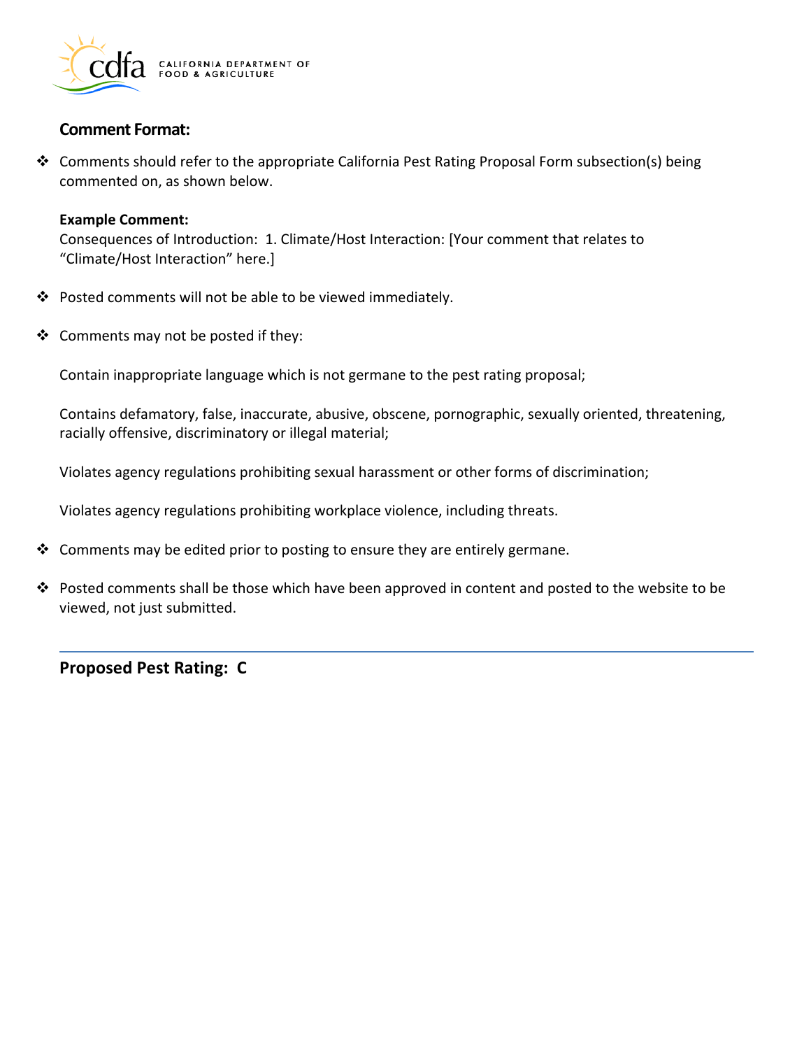### Comment Format:

- Comments should refer to the appropriate California Pest Rating Proposal Form subsection(s) being commented on, as shown below.

  **Example Comment:**
  Consequences of Introduction: 1. Climate/Host Interaction: [Your comment that relates to "Climate/Host Interaction" here.]

- Posted comments will not be able to be viewed immediately.

- Comments may not be posted if they:

  Contain inappropriate language which is not germane to the pest rating proposal;

  Contains defamatory, false, inaccurate, abusive, obscene, pornographic, sexually oriented, threatening, racially offensive, discriminatory or illegal material;

  Violates agency regulations prohibiting sexual harassment or other forms of discrimination;

  Violates agency regulations prohibiting workplace violence, including threats.

- Comments may be edited prior to posting to ensure they are entirely germane.

- Posted comments shall be those which have been approved in content and posted to the website to be viewed, not just submitted.

---

## Proposed Pest Rating: C